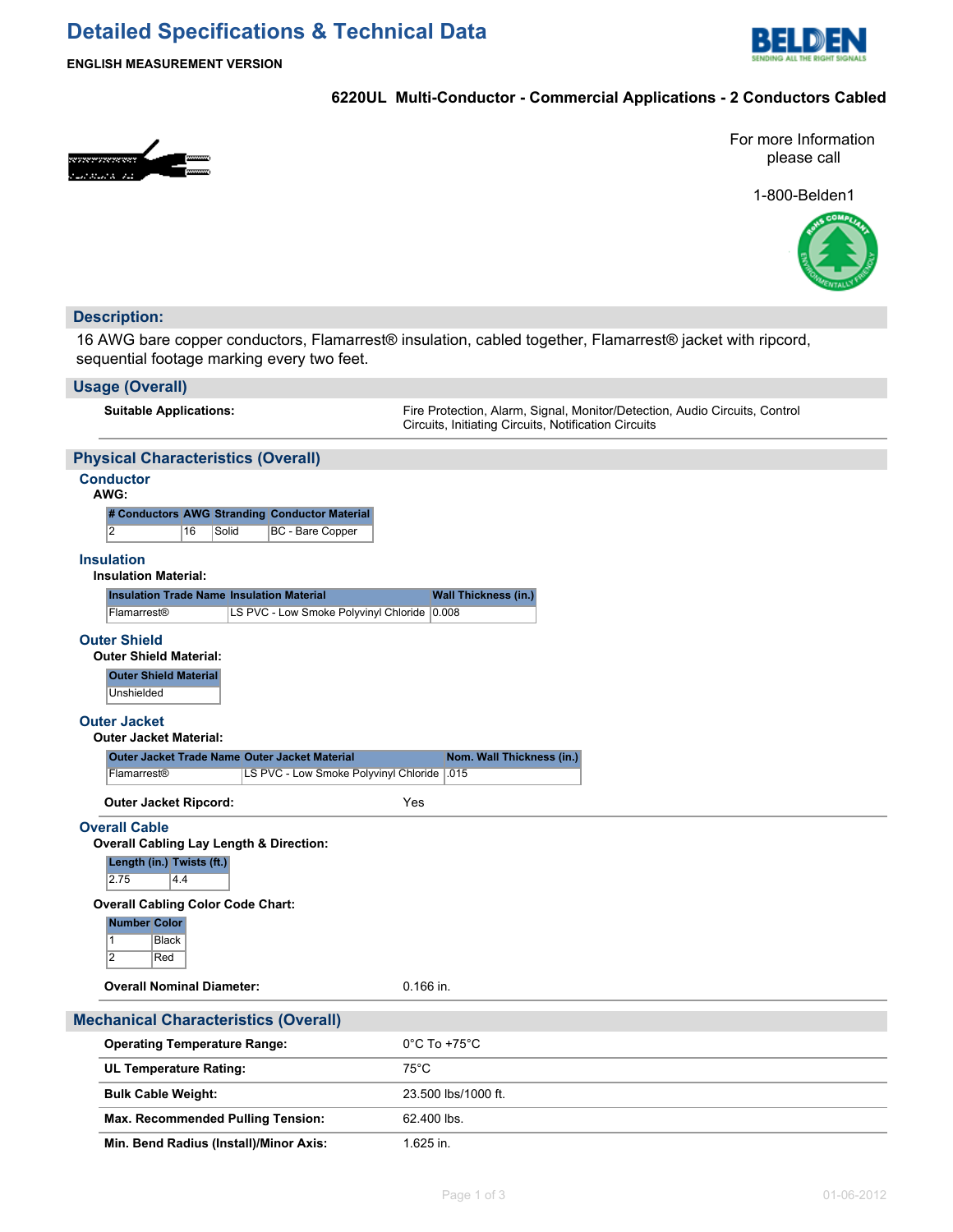# Detailed Specifications & Technical Data

**ENGLISH MEASUREMENT VERSION**

**6220UL Multi-Conductor - Commercial Applications - 2 Conductors Cabled**

For more Information please call

1-800-Belden1

## Description:

16 AWG bare copper conductors, Flamarrest® insulation, cabled together, Flamarrest® jacket with ripcord, sequential footage marking every two feet.

## Usage (Overall)

**Suitable Applications:** Fire Protection, Alarm, Signal, Monitor/Detection, Audio Circuits, Control Circuits, Initiating Circuits, Notification Circuits

## Physical Characteristics (Overall)

### Conductor

**AWG:**

| # Conductors | AWG | Stranding | Conductor Material |
|---|---|---|---|
| 2 | 16 | Solid | BC - Bare Copper |

### Insulation

**Insulation Material:**

| Insulation Trade Name | Insulation Material | Wall Thickness (in.) |
|---|---|---|
| Flamarrest® | LS PVC - Low Smoke Polyvinyl Chloride | 0.008 |

### Outer Shield

**Outer Shield Material:**

| Outer Shield Material |
|---|
| Unshielded |

### Outer Jacket

**Outer Jacket Material:**

| Outer Jacket Trade Name | Outer Jacket Material | Nom. Wall Thickness (in.) |
|---|---|---|
| Flamarrest® | LS PVC - Low Smoke Polyvinyl Chloride | .015 |

**Outer Jacket Ripcord:** Yes

### Overall Cable

**Overall Cabling Lay Length & Direction:**

| Length (in.) | Twists (ft.) |
|---|---|
| 2.75 | 4.4 |

**Overall Cabling Color Code Chart:**

| Number | Color |
|---|---|
| 1 | Black |
| 2 | Red |

**Overall Nominal Diameter:** 0.166 in.

## Mechanical Characteristics (Overall)

| | |
|---|---|
| **Operating Temperature Range:** | 0°C To +75°C |
| **UL Temperature Rating:** | 75°C |
| **Bulk Cable Weight:** | 23.500 lbs/1000 ft. |
| **Max. Recommended Pulling Tension:** | 62.400 lbs. |
| **Min. Bend Radius (Install)/Minor Axis:** | 1.625 in. |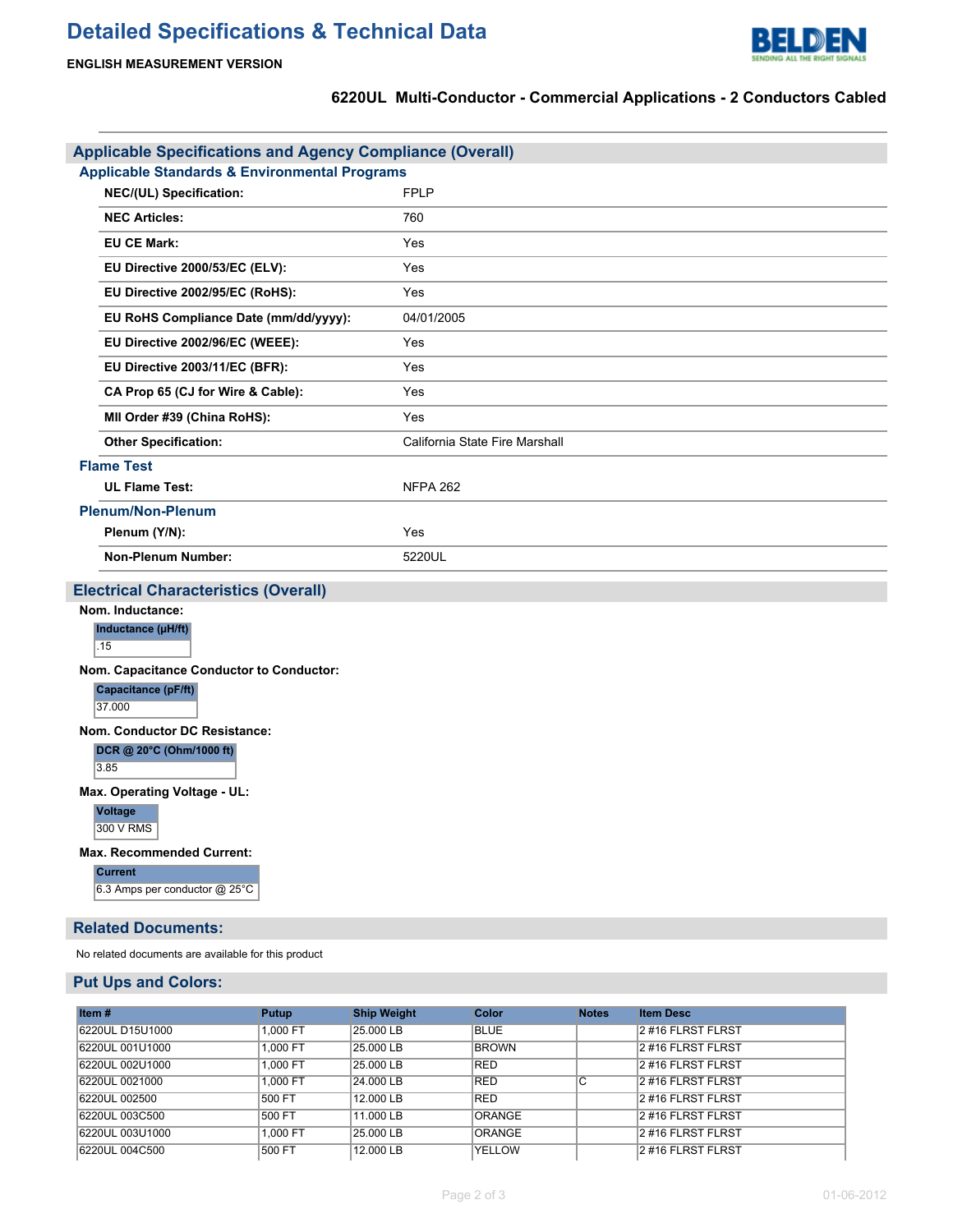# Detailed Specifications & Technical Data

**ENGLISH MEASUREMENT VERSION**

**6220UL Multi-Conductor - Commercial Applications - 2 Conductors Cabled**

## Applicable Specifications and Agency Compliance (Overall)

### Applicable Standards & Environmental Programs

| | |
|---|---|
| **NEC/(UL) Specification:** | FPLP |
| **NEC Articles:** | 760 |
| **EU CE Mark:** | Yes |
| **EU Directive 2000/53/EC (ELV):** | Yes |
| **EU Directive 2002/95/EC (RoHS):** | Yes |
| **EU RoHS Compliance Date (mm/dd/yyyy):** | 04/01/2005 |
| **EU Directive 2002/96/EC (WEEE):** | Yes |
| **EU Directive 2003/11/EC (BFR):** | Yes |
| **CA Prop 65 (CJ for Wire & Cable):** | Yes |
| **MII Order #39 (China RoHS):** | Yes |
| **Other Specification:** | California State Fire Marshall |

### Flame Test

| | |
|---|---|
| **UL Flame Test:** | NFPA 262 |

### Plenum/Non-Plenum

| | |
|---|---|
| **Plenum (Y/N):** | Yes |
| **Non-Plenum Number:** | 5220UL |

## Electrical Characteristics (Overall)

**Nom. Inductance:**

| Inductance (µH/ft) |
|---|
| .15 |

**Nom. Capacitance Conductor to Conductor:**

| Capacitance (pF/ft) |
|---|
| 37.000 |

**Nom. Conductor DC Resistance:**

| DCR @ 20°C (Ohm/1000 ft) |
|---|
| 3.85 |

**Max. Operating Voltage - UL:**

| Voltage |
|---|
| 300 V RMS |

**Max. Recommended Current:**

| Current |
|---|
| 6.3 Amps per conductor @ 25°C |

## Related Documents:

No related documents are available for this product

## Put Ups and Colors:

| Item # | Putup | Ship Weight | Color | Notes | Item Desc |
|---|---|---|---|---|---|
| 6220UL D15U1000 | 1,000 FT | 25.000 LB | BLUE | | 2 #16 FLRST FLRST |
| 6220UL 001U1000 | 1,000 FT | 25.000 LB | BROWN | | 2 #16 FLRST FLRST |
| 6220UL 002U1000 | 1,000 FT | 25.000 LB | RED | | 2 #16 FLRST FLRST |
| 6220UL 0021000 | 1,000 FT | 24.000 LB | RED | C | 2 #16 FLRST FLRST |
| 6220UL 002500 | 500 FT | 12.000 LB | RED | | 2 #16 FLRST FLRST |
| 6220UL 003C500 | 500 FT | 11.000 LB | ORANGE | | 2 #16 FLRST FLRST |
| 6220UL 003U1000 | 1,000 FT | 25.000 LB | ORANGE | | 2 #16 FLRST FLRST |
| 6220UL 004C500 | 500 FT | 12.000 LB | YELLOW | | 2 #16 FLRST FLRST |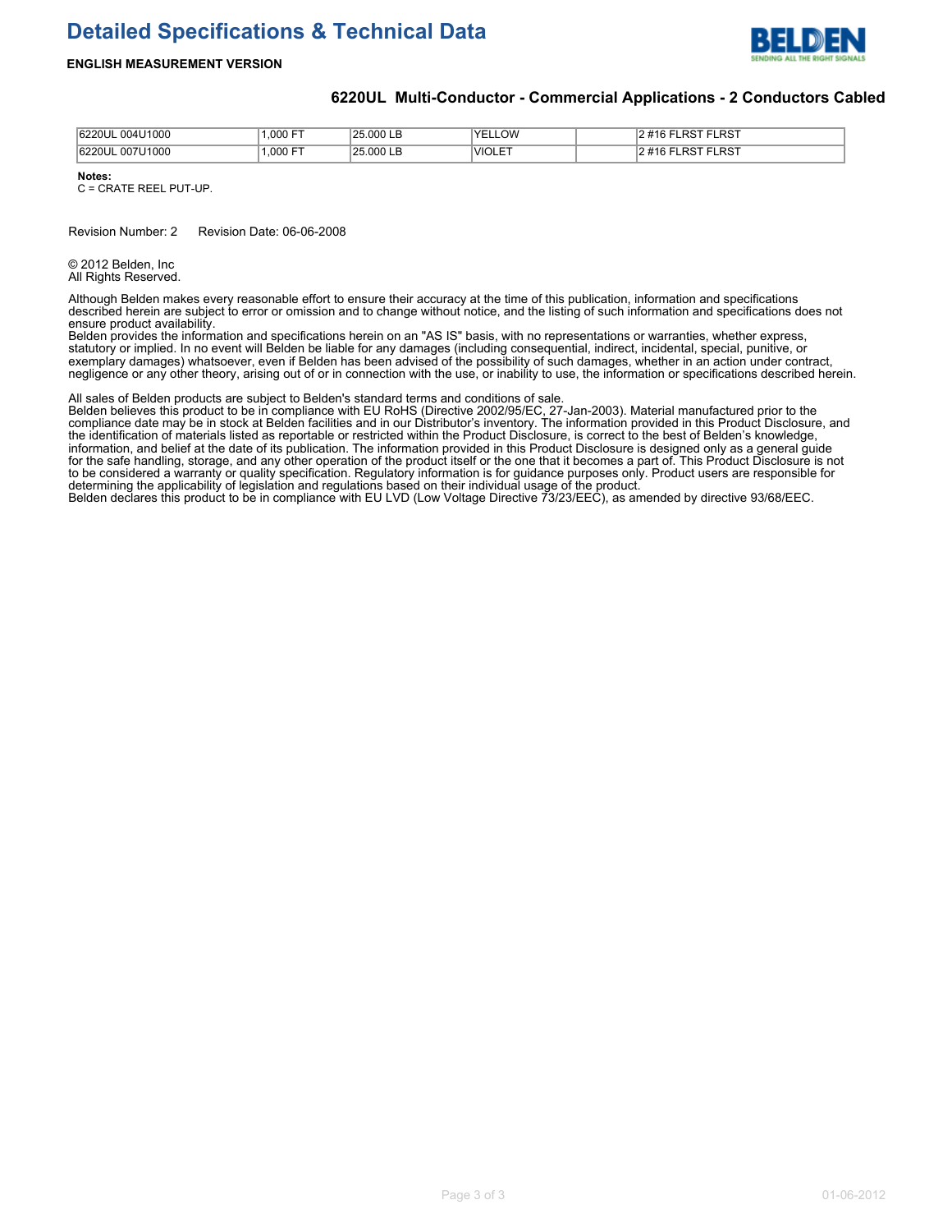# Detailed Specifications & Technical Data

**ENGLISH MEASUREMENT VERSION**

### 6220UL Multi-Conductor - Commercial Applications - 2 Conductors Cabled

| | | | | | |
|---|---|---|---|---|---|
| 6220UL 004U1000 | 1,000 FT | 25.000 LB | YELLOW | | 2 #16 FLRST FLRST |
| 6220UL 007U1000 | 1,000 FT | 25.000 LB | VIOLET | | 2 #16 FLRST FLRST |

**Notes:**
C = CRATE REEL PUT-UP.

Revision Number: 2 Revision Date: 06-06-2008

© 2012 Belden, Inc
All Rights Reserved.

Although Belden makes every reasonable effort to ensure their accuracy at the time of this publication, information and specifications described herein are subject to error or omission and to change without notice, and the listing of such information and specifications does not ensure product availability.
Belden provides the information and specifications herein on an "AS IS" basis, with no representations or warranties, whether express, statutory or implied. In no event will Belden be liable for any damages (including consequential, indirect, incidental, special, punitive, or exemplary damages) whatsoever, even if Belden has been advised of the possibility of such damages, whether in an action under contract, negligence or any other theory, arising out of or in connection with the use, or inability to use, the information or specifications described herein.

All sales of Belden products are subject to Belden's standard terms and conditions of sale.
Belden believes this product to be in compliance with EU RoHS (Directive 2002/95/EC, 27-Jan-2003). Material manufactured prior to the compliance date may be in stock at Belden facilities and in our Distributor's inventory. The information provided in this Product Disclosure, and the identification of materials listed as reportable or restricted within the Product Disclosure, is correct to the best of Belden's knowledge, information, and belief at the date of its publication. The information provided in this Product Disclosure is designed only as a general guide for the safe handling, storage, and any other operation of the product itself or the one that it becomes a part of. This Product Disclosure is not to be considered a warranty or quality specification. Regulatory information is for guidance purposes only. Product users are responsible for determining the applicability of legislation and regulations based on their individual usage of the product.
Belden declares this product to be in compliance with EU LVD (Low Voltage Directive 73/23/EEC), as amended by directive 93/68/EEC.